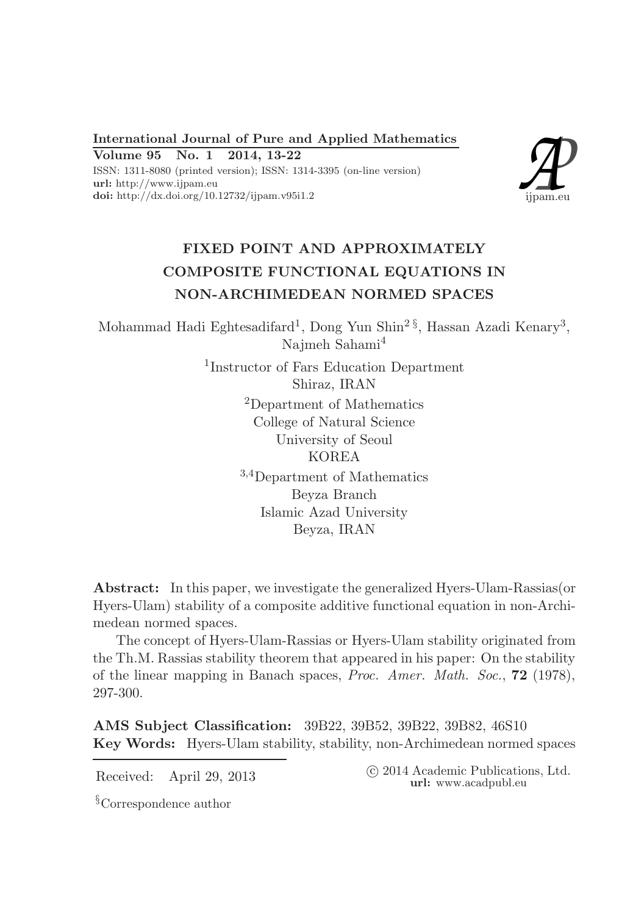# FIXED POINT AND APPROXIMATELY COMPOSITE FUNCTIONAL EQUATIONS IN NON-ARCHIMEDEAN NORMED SPACES

Mohammad Hadi Eghtesadifard[1], Dong Yun Shin[2 §], Hassan Azadi Kenary[3], Najmeh Sahami[4]

[1]Instructor of Fars Education Department
Shiraz, IRAN

[2]Department of Mathematics
College of Natural Science
University of Seoul
KOREA

[3,4]Department of Mathematics
Beyza Branch
Islamic Azad University
Beyza, IRAN

**Abstract:** In this paper, we investigate the generalized Hyers-Ulam-Rassias(or Hyers-Ulam) stability of a composite additive functional equation in non-Archimedean normed spaces.

The concept of Hyers-Ulam-Rassias or Hyers-Ulam stability originated from the Th.M. Rassias stability theorem that appeared in his paper: On the stability of the linear mapping in Banach spaces, *Proc. Amer. Math. Soc.*, **72** (1978), 297-300.

**AMS Subject Classification:** 39B22, 39B52, 39B22, 39B82, 46S10

**Key Words:** Hyers-Ulam stability, stability, non-Archimedean normed spaces

Received: April 29, 2013

© 2014 Academic Publications, Ltd.
**url:** www.acadpubl.eu

§Correspondence author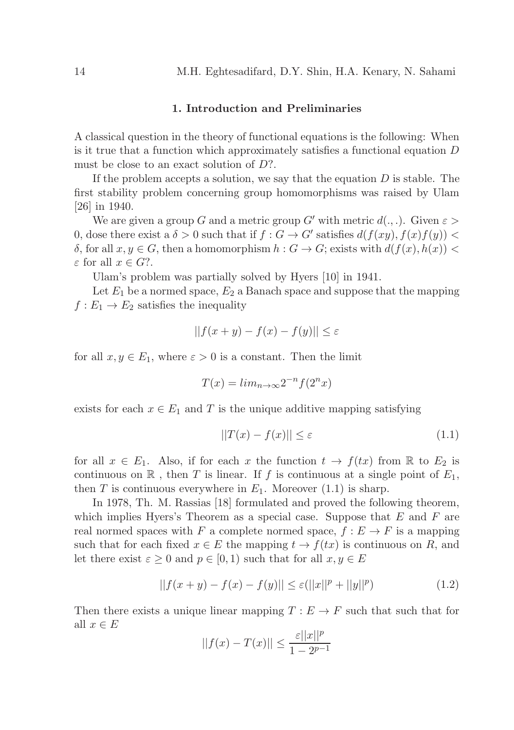## 1. Introduction and Preliminaries

A classical question in the theory of functional equations is the following: When is it true that a function which approximately satisfies a functional equation $D$ must be close to an exact solution of $D$?.

If the problem accepts a solution, we say that the equation $D$ is stable. The first stability problem concerning group homomorphisms was raised by Ulam [26] in 1940.

We are given a group $G$ and a metric group $G'$ with metric $d(.,.)$. Given $\varepsilon > 0$, dose there exist a $\delta > 0$ such that if $f : G \to G'$ satisfies $d(f(xy), f(x)f(y)) < \delta$, for all $x, y \in G$, then a homomorphism $h : G \to G$; exists with $d(f(x), h(x)) < \varepsilon$ for all $x \in G$?.

Ulam's problem was partially solved by Hyers [10] in 1941.

Let $E_1$ be a normed space, $E_2$ a Banach space and suppose that the mapping $f : E_1 \to E_2$ satisfies the inequality

$$||f(x + y) - f(x) - f(y)|| \leq \varepsilon$$

for all $x, y \in E_1$, where $\varepsilon > 0$ is a constant. Then the limit

$$T(x) = lim_{n\to\infty} 2^{-n} f(2^n x)$$

exists for each $x \in E_1$ and $T$ is the unique additive mapping satisfying

$$||T(x) - f(x)|| \leq \varepsilon \tag{1.1}$$

for all $x \in E_1$. Also, if for each $x$ the function $t \to f(tx)$ from $\mathbb{R}$ to $E_2$ is continuous on $\mathbb{R}$ , then $T$ is linear. If $f$ is continuous at a single point of $E_1$, then $T$ is continuous everywhere in $E_1$. Moreover (1.1) is sharp.

In 1978, Th. M. Rassias [18] formulated and proved the following theorem, which implies Hyers's Theorem as a special case. Suppose that $E$ and $F$ are real normed spaces with $F$ a complete normed space, $f : E \to F$ is a mapping such that for each fixed $x \in E$ the mapping $t \to f(tx)$ is continuous on $R$, and let there exist $\varepsilon \geq 0$ and $p \in [0, 1)$ such that for all $x, y \in E$

$$||f(x + y) - f(x) - f(y)|| \leq \varepsilon(||x||^p + ||y||^p) \tag{1.2}$$

Then there exists a unique linear mapping $T : E \to F$ such that such that for all $x \in E$

$$||f(x) - T(x)|| \leq \frac{\varepsilon ||x||^p}{1 - 2^{p-1}}$$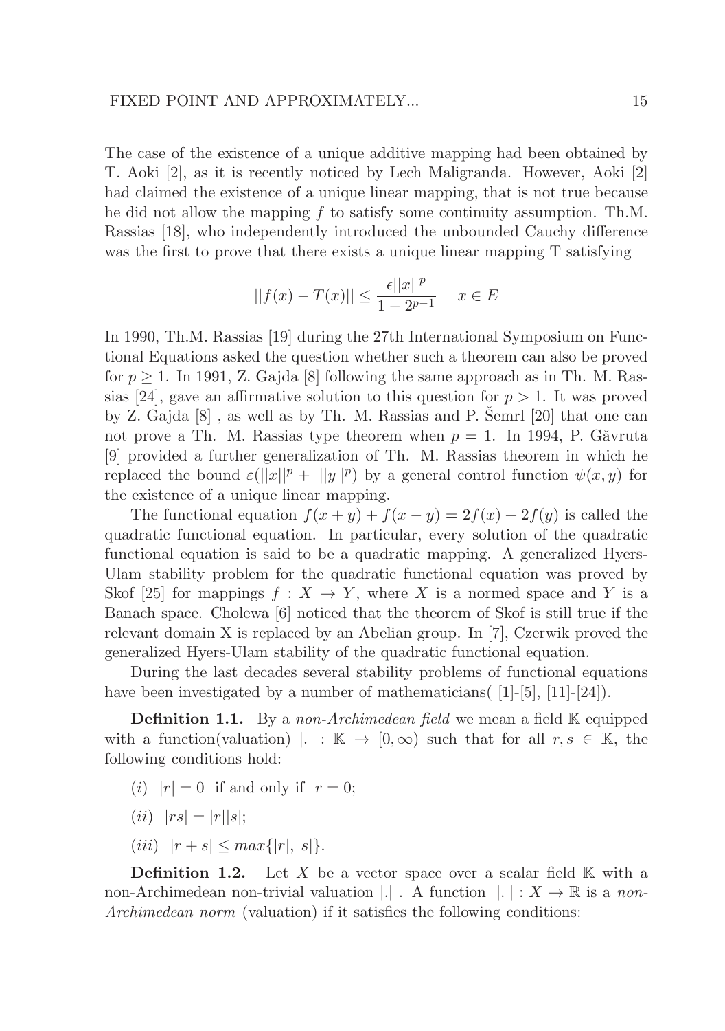The case of the existence of a unique additive mapping had been obtained by T. Aoki [2], as it is recently noticed by Lech Maligranda. However, Aoki [2] had claimed the existence of a unique linear mapping, that is not true because he did not allow the mapping $f$ to satisfy some continuity assumption. Th.M. Rassias [18], who independently introduced the unbounded Cauchy difference was the first to prove that there exists a unique linear mapping T satisfying

$$||f(x) - T(x)|| \leq \frac{\epsilon ||x||^p}{1 - 2^{p-1}} \quad x \in E$$

In 1990, Th.M. Rassias [19] during the 27th International Symposium on Functional Equations asked the question whether such a theorem can also be proved for $p \geq 1$. In 1991, Z. Gajda [8] following the same approach as in Th. M. Rassias [24], gave an affirmative solution to this question for $p > 1$. It was proved by Z. Gajda [8] , as well as by Th. M. Rassias and P. Šemrl [20] that one can not prove a Th. M. Rassias type theorem when $p = 1$. In 1994, P. Găvruta [9] provided a further generalization of Th. M. Rassias theorem in which he replaced the bound $\varepsilon(||x||^p + |||y||^p)$ by a general control function $\psi(x, y)$ for the existence of a unique linear mapping.

The functional equation $f(x + y) + f(x - y) = 2f(x) + 2f(y)$ is called the quadratic functional equation. In particular, every solution of the quadratic functional equation is said to be a quadratic mapping. A generalized Hyers-Ulam stability problem for the quadratic functional equation was proved by Skof [25] for mappings $f : X \to Y$, where $X$ is a normed space and $Y$ is a Banach space. Cholewa [6] noticed that the theorem of Skof is still true if the relevant domain X is replaced by an Abelian group. In [7], Czerwik proved the generalized Hyers-Ulam stability of the quadratic functional equation.

During the last decades several stability problems of functional equations have been investigated by a number of mathematicians( [1]-[5], [11]-[24]).

**Definition 1.1.** By a *non-Archimedean field* we mean a field $\mathbb{K}$ equipped with a function(valuation) $|.| : \mathbb{K} \to [0, \infty)$ such that for all $r, s \in \mathbb{K}$, the following conditions hold:

(*i*) $|r| = 0$ if and only if $r = 0$;

(*ii*) $|rs| = |r||s|$;

(*iii*) $|r + s| \leq max\{|r|, |s|\}$.

**Definition 1.2.** Let $X$ be a vector space over a scalar field $\mathbb{K}$ with a non-Archimedean non-trivial valuation $|.|$ . A function $||.|| : X \to \mathbb{R}$ is a *non-Archimedean norm* (valuation) if it satisfies the following conditions: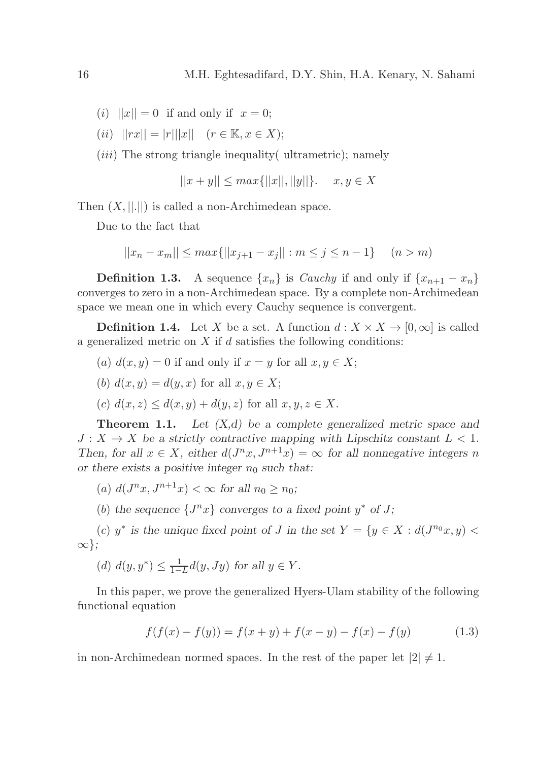(*i*) $||x|| = 0$ if and only if $x = 0$;

(*ii*) $||rx|| = |r|||x|| \quad (r \in \mathbb{K}, x \in X)$;

(*iii*) The strong triangle inequality( ultrametric); namely

$$||x + y|| \leq max\{||x||, ||y||\}. \quad x, y \in X$$

Then $(X, ||.||)$ is called a non-Archimedean space.

Due to the fact that

$$||x_n - x_m|| \leq max\{||x_{j+1} - x_j|| : m \leq j \leq n - 1\} \quad (n > m)$$

**Definition 1.3.** A sequence $\{x_n\}$ is *Cauchy* if and only if $\{x_{n+1} - x_n\}$ converges to zero in a non-Archimedean space. By a complete non-Archimedean space we mean one in which every Cauchy sequence is convergent.

**Definition 1.4.** Let $X$ be a set. A function $d : X \times X \to [0, \infty]$ is called a generalized metric on $X$ if $d$ satisfies the following conditions:

(*a*) $d(x, y) = 0$ if and only if $x = y$ for all $x, y \in X$;

(*b*) $d(x, y) = d(y, x)$ for all $x, y \in X$;

(*c*) $d(x, z) \leq d(x, y) + d(y, z)$ for all $x, y, z \in X$.

**Theorem 1.1.** *Let (X,d) be a complete generalized metric space and $J : X \to X$ be a strictly contractive mapping with Lipschitz constant $L < 1$. Then, for all $x \in X$, either $d(J^n x, J^{n+1} x) = \infty$ for all nonnegative integers $n$ or there exists a positive integer $n_0$ such that:*

(*a*) *$d(J^n x, J^{n+1} x) < \infty$ for all $n_0 \geq n_0$;*

(*b*) *the sequence $\{J^n x\}$ converges to a fixed point $y^*$ of $J$;*

(*c*) *$y^*$ is the unique fixed point of $J$ in the set $Y = \{y \in X : d(J^{n_0} x, y) < \infty\}$;*

(*d*) *$d(y, y^*) \leq \frac{1}{1-L} d(y, Jy)$ for all $y \in Y$.*

In this paper, we prove the generalized Hyers-Ulam stability of the following functional equation

$$f(f(x) - f(y)) = f(x + y) + f(x - y) - f(x) - f(y) \tag{1.3}$$

in non-Archimedean normed spaces. In the rest of the paper let $|2| \neq 1$.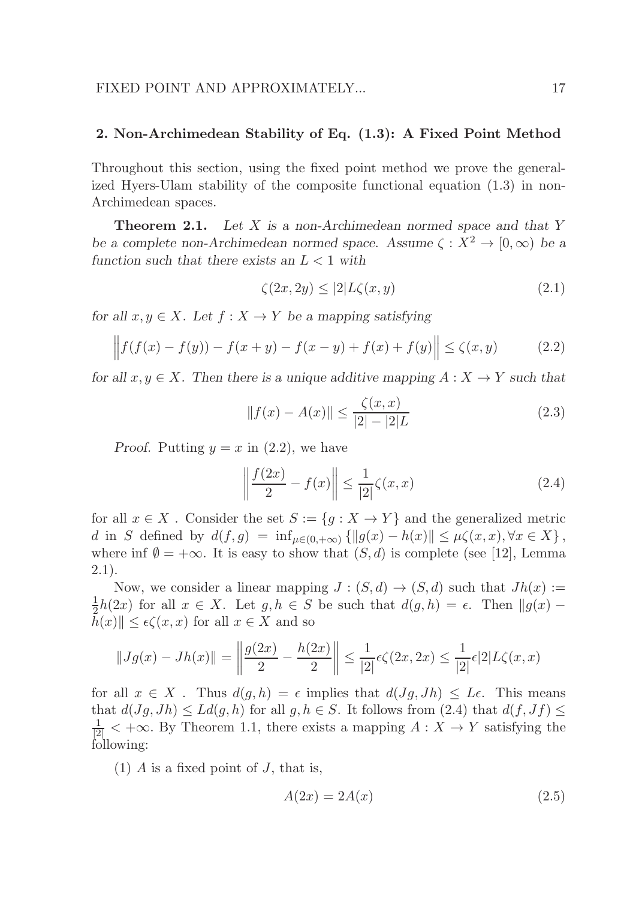## 2. Non-Archimedean Stability of Eq. (1.3): A Fixed Point Method

Throughout this section, using the fixed point method we prove the generalized Hyers-Ulam stability of the composite functional equation (1.3) in non-Archimedean spaces.

**Theorem 2.1.** *Let $X$ is a non-Archimedean normed space and that $Y$ be a complete non-Archimedean normed space. Assume $\zeta : X^2 \to [0, \infty)$ be a function such that there exists an $L < 1$ with*

$$\zeta(2x, 2y) \leq |2|L\zeta(x, y) \tag{2.1}$$

*for all $x, y \in X$. Let $f : X \to Y$ be a mapping satisfying*

$$\Big\|f(f(x) - f(y)) - f(x + y) - f(x - y) + f(x) + f(y)\Big\| \leq \zeta(x, y) \tag{2.2}$$

*for all $x, y \in X$. Then there is a unique additive mapping $A : X \to Y$ such that*

$$\|f(x) - A(x)\| \leq \frac{\zeta(x, x)}{|2| - |2|L} \tag{2.3}$$

*Proof.* Putting $y = x$ in (2.2), we have

$$\left\|\frac{f(2x)}{2} - f(x)\right\| \leq \frac{1}{|2|}\zeta(x, x) \tag{2.4}$$

for all $x \in X$ . Consider the set $S := \{g : X \to Y\}$ and the generalized metric $d$ in $S$ defined by $d(f, g) = \inf_{\mu\in(0,+\infty)} \{\|g(x) - h(x)\| \leq \mu\zeta(x, x), \forall x \in X\}$, where $\inf \emptyset = +\infty$. It is easy to show that $(S, d)$ is complete (see [12], Lemma 2.1).

Now, we consider a linear mapping $J : (S, d) \to (S, d)$ such that $Jh(x) := \frac{1}{2}h(2x)$ for all $x \in X$. Let $g, h \in S$ be such that $d(g, h) = \epsilon$. Then $\|g(x) - h(x)\| \leq \epsilon\zeta(x, x)$ for all $x \in X$ and so

$$\|Jg(x) - Jh(x)\| = \left\|\frac{g(2x)}{2} - \frac{h(2x)}{2}\right\| \leq \frac{1}{|2|}\epsilon\zeta(2x, 2x) \leq \frac{1}{|2|}\epsilon|2|L\zeta(x, x)$$

for all $x \in X$ . Thus $d(g, h) = \epsilon$ implies that $d(Jg, Jh) \leq L\epsilon$. This means that $d(Jg, Jh) \leq Ld(g, h)$ for all $g, h \in S$. It follows from (2.4) that $d(f, Jf) \leq \frac{1}{|2|} < +\infty$. By Theorem 1.1, there exists a mapping $A : X \to Y$ satisfying the following:

(1) $A$ is a fixed point of $J$, that is,

$$A(2x) = 2A(x) \tag{2.5}$$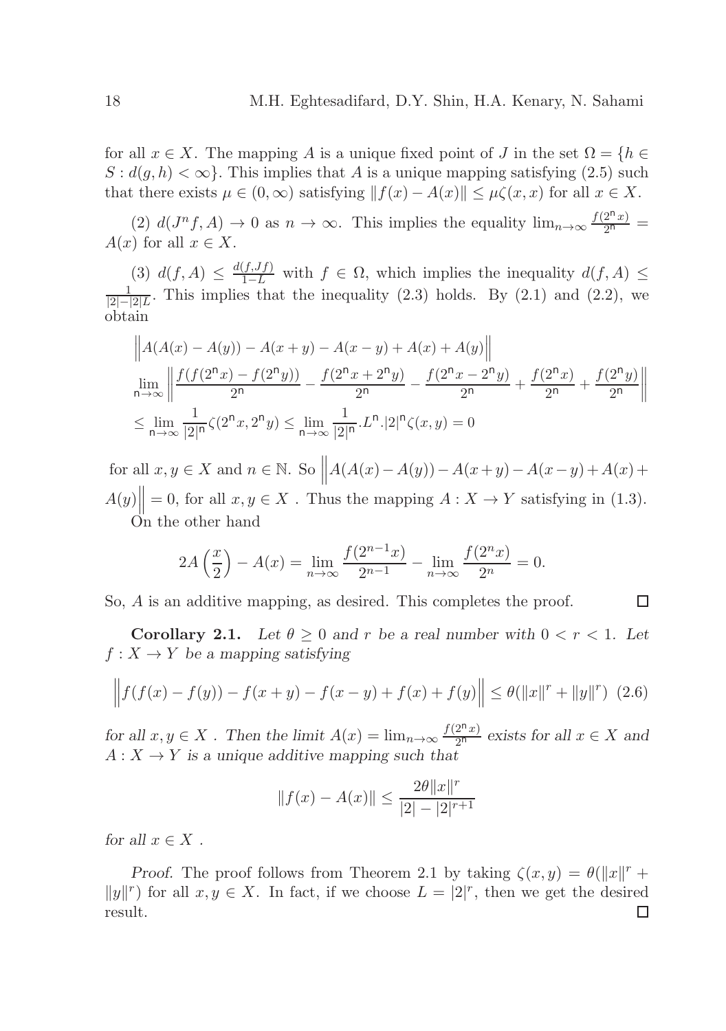for all $x \in X$. The mapping $A$ is a unique fixed point of $J$ in the set $\Omega = \{h \in S : d(g, h) < \infty\}$. This implies that $A$ is a unique mapping satisfying (2.5) such that there exists $\mu \in (0, \infty)$ satisfying $\|f(x) - A(x)\| \leq \mu\zeta(x, x)$ for all $x \in X$.

(2) $d(J^n f, A) \to 0$ as $n \to \infty$. This implies the equality $\lim_{n\to\infty} \frac{f(2^n x)}{2^n} = A(x)$ for all $x \in X$.

(3) $d(f, A) \leq \frac{d(f,Jf)}{1-L}$ with $f \in \Omega$, which implies the inequality $d(f, A) \leq \frac{1}{|2|-|2|L}$. This implies that the inequality (2.3) holds. By (2.1) and (2.2), we obtain

$$
\begin{aligned}
&\Big\| A(A(x) - A(y)) - A(x + y) - A(x - y) + A(x) + A(y) \Big\| \\
&\lim_{n\to\infty} \left\| \frac{f(f(2^n x) - f(2^n y))}{2^n} - \frac{f(2^n x + 2^n y)}{2^n} - \frac{f(2^n x - 2^n y)}{2^n} + \frac{f(2^n x)}{2^n} + \frac{f(2^n y)}{2^n} \right\| \\
&\leq \lim_{n\to\infty} \frac{1}{|2|^n} \zeta(2^n x, 2^n y) \leq \lim_{n\to\infty} \frac{1}{|2|^n} . L^n . |2|^n \zeta(x, y) = 0
\end{aligned}
$$

for all $x, y \in X$ and $n \in \mathbb{N}$. So $\Big\| A(A(x) - A(y)) - A(x + y) - A(x - y) + A(x) + A(y) \Big\| = 0$, for all $x, y \in X$ . Thus the mapping $A : X \to Y$ satisfying in (1.3).

On the other hand

$$
2A\left(\frac{x}{2}\right) - A(x) = \lim_{n\to\infty} \frac{f(2^{n-1}x)}{2^{n-1}} - \lim_{n\to\infty} \frac{f(2^n x)}{2^n} = 0.
$$

So, $A$ is an additive mapping, as desired. This completes the proof. □

**Corollary 2.1.** *Let $\theta \geq 0$ and $r$ be a real number with $0 < r < 1$. Let $f : X \to Y$ be a mapping satisfying*

$$
\Big\| f(f(x) - f(y)) - f(x + y) - f(x - y) + f(x) + f(y) \Big\| \leq \theta(\|x\|^r + \|y\|^r) \quad (2.6)
$$

*for all $x, y \in X$ . Then the limit $A(x) = \lim_{n\to\infty} \frac{f(2^n x)}{2^n}$ exists for all $x \in X$ and $A : X \to Y$ is a unique additive mapping such that*

$$
\|f(x) - A(x)\| \leq \frac{2\theta\|x\|^r}{|2| - |2|^{r+1}}
$$

*for all $x \in X$ .*

*Proof.* The proof follows from Theorem 2.1 by taking $\zeta(x, y) = \theta(\|x\|^r + \|y\|^r)$ for all $x, y \in X$. In fact, if we choose $L = |2|^r$, then we get the desired result. □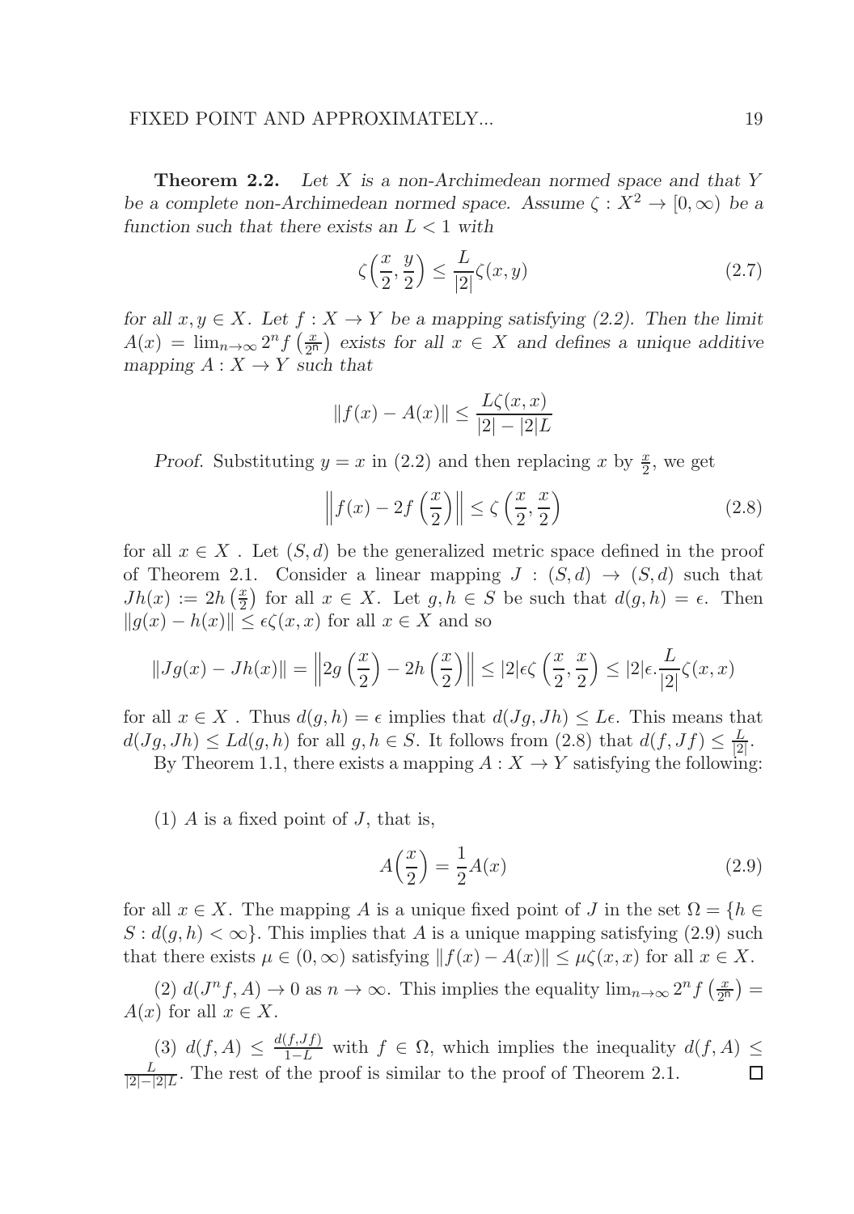**Theorem 2.2.** *Let $X$ is a non-Archimedean normed space and that $Y$ be a complete non-Archimedean normed space. Assume $\zeta : X^2 \to [0, \infty)$ be a function such that there exists an $L < 1$ with*

$$\zeta\Big(\frac{x}{2}, \frac{y}{2}\Big) \leq \frac{L}{|2|}\zeta(x, y) \tag{2.7}$$

*for all $x, y \in X$. Let $f : X \to Y$ be a mapping satisfying (2.2). Then the limit $A(x) = \lim_{n\to\infty} 2^n f\left(\frac{x}{2^n}\right)$ exists for all $x \in X$ and defines a unique additive mapping $A : X \to Y$ such that*

$$\|f(x) - A(x)\| \leq \frac{L\zeta(x, x)}{|2| - |2|L}$$

*Proof.* Substituting $y = x$ in (2.2) and then replacing $x$ by $\frac{x}{2}$, we get

$$\left\|f(x) - 2f\left(\frac{x}{2}\right)\right\| \leq \zeta\left(\frac{x}{2}, \frac{x}{2}\right) \tag{2.8}$$

for all $x \in X$ . Let $(S, d)$ be the generalized metric space defined in the proof of Theorem 2.1. Consider a linear mapping $J : (S, d) \to (S, d)$ such that $Jh(x) := 2h\left(\frac{x}{2}\right)$ for all $x \in X$. Let $g, h \in S$ be such that $d(g, h) = \epsilon$. Then $\|g(x) - h(x)\| \leq \epsilon\zeta(x, x)$ for all $x \in X$ and so

$$\|Jg(x) - Jh(x)\| = \left\|2g\left(\frac{x}{2}\right) - 2h\left(\frac{x}{2}\right)\right\| \leq |2|\epsilon\zeta\left(\frac{x}{2}, \frac{x}{2}\right) \leq |2|\epsilon.\frac{L}{|2|}\zeta(x, x)$$

for all $x \in X$ . Thus $d(g, h) = \epsilon$ implies that $d(Jg, Jh) \leq L\epsilon$. This means that $d(Jg, Jh) \leq Ld(g, h)$ for all $g, h \in S$. It follows from (2.8) that $d(f, Jf) \leq \frac{L}{|2|}$.

By Theorem 1.1, there exists a mapping $A : X \to Y$ satisfying the following:

(1) $A$ is a fixed point of $J$, that is,

$$A\Big(\frac{x}{2}\Big) = \frac{1}{2}A(x) \tag{2.9}$$

for all $x \in X$. The mapping $A$ is a unique fixed point of $J$ in the set $\Omega = \{h \in S : d(g, h) < \infty\}$. This implies that $A$ is a unique mapping satisfying (2.9) such that there exists $\mu \in (0, \infty)$ satisfying $\|f(x) - A(x)\| \leq \mu\zeta(x, x)$ for all $x \in X$.

(2) $d(J^n f, A) \to 0$ as $n \to \infty$. This implies the equality $\lim_{n\to\infty} 2^n f\left(\frac{x}{2^n}\right) = A(x)$ for all $x \in X$.

(3) $d(f, A) \leq \frac{d(f,Jf)}{1-L}$ with $f \in \Omega$, which implies the inequality $d(f, A) \leq \frac{L}{|2|-|2|L}$. The rest of the proof is similar to the proof of Theorem 2.1. $\square$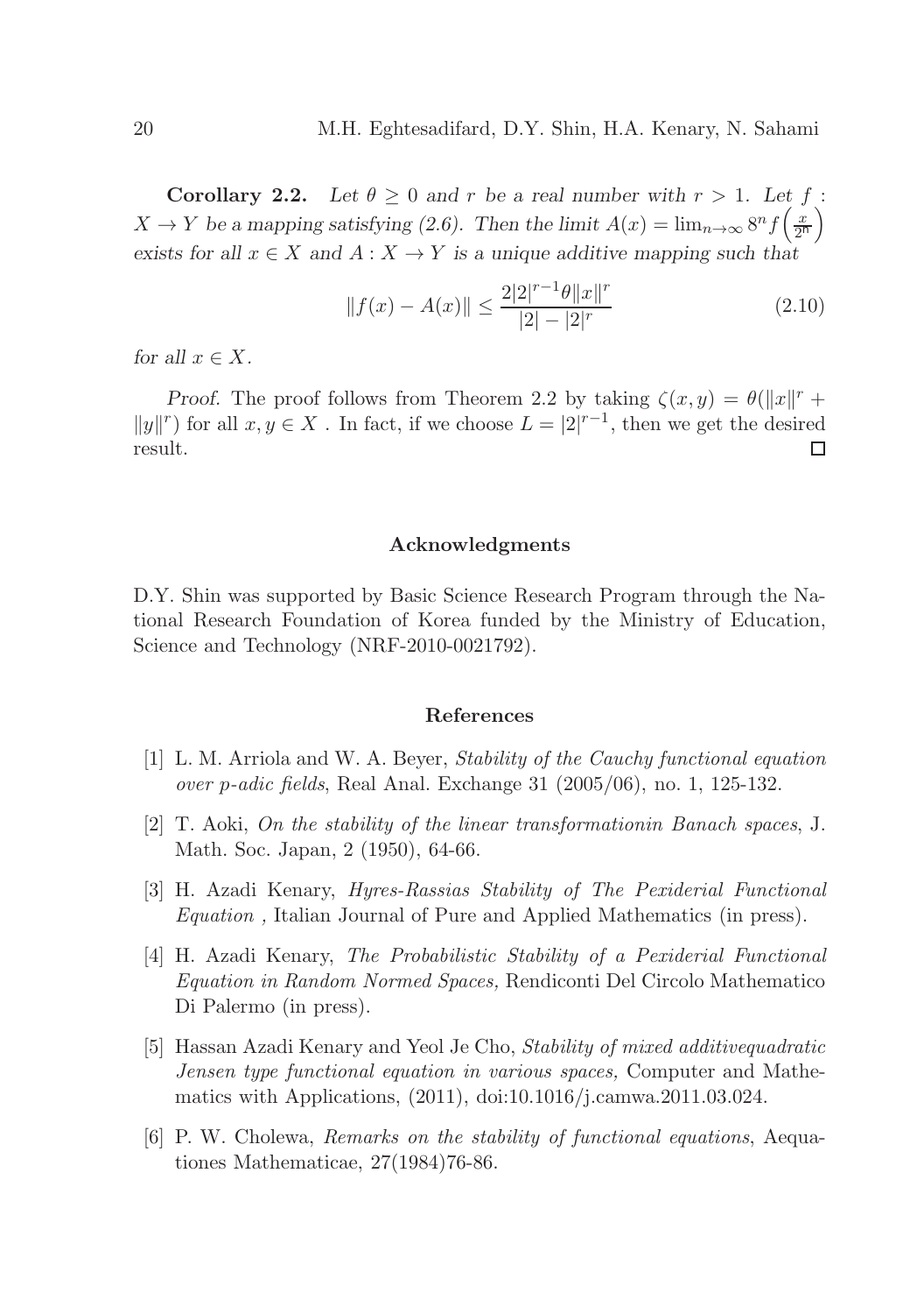**Corollary 2.2.** *Let $\theta \geq 0$ and $r$ be a real number with $r > 1$. Let $f : X \to Y$ be a mapping satisfying (2.6). Then the limit $A(x) = \lim_{n\to\infty} 8^n f\left(\frac{x}{2^n}\right)$ exists for all $x \in X$ and $A : X \to Y$ is a unique additive mapping such that*

$$\|f(x) - A(x)\| \leq \frac{2|2|^{r-1}\theta\|x\|^r}{|2| - |2|^r} \tag{2.10}$$

*for all $x \in X$.*

*Proof.* The proof follows from Theorem 2.2 by taking $\zeta(x, y) = \theta(\|x\|^r + \|y\|^r)$ for all $x, y \in X$ . In fact, if we choose $L = |2|^{r-1}$, then we get the desired result. □

## Acknowledgments

D.Y. Shin was supported by Basic Science Research Program through the National Research Foundation of Korea funded by the Ministry of Education, Science and Technology (NRF-2010-0021792).

## References

[1] L. M. Arriola and W. A. Beyer, *Stability of the Cauchy functional equation over p-adic fields*, Real Anal. Exchange 31 (2005/06), no. 1, 125-132.

[2] T. Aoki, *On the stability of the linear transformationin Banach spaces*, J. Math. Soc. Japan, 2 (1950), 64-66.

[3] H. Azadi Kenary, *Hyres-Rassias Stability of The Pexiderial Functional Equation ,* Italian Journal of Pure and Applied Mathematics (in press).

[4] H. Azadi Kenary, *The Probabilistic Stability of a Pexiderial Functional Equation in Random Normed Spaces,* Rendiconti Del Circolo Mathematico Di Palermo (in press).

[5] Hassan Azadi Kenary and Yeol Je Cho, *Stability of mixed additivequadratic Jensen type functional equation in various spaces,* Computer and Mathematics with Applications, (2011), doi:10.1016/j.camwa.2011.03.024.

[6] P. W. Cholewa, *Remarks on the stability of functional equations*, Aequationes Mathematicae, 27(1984)76-86.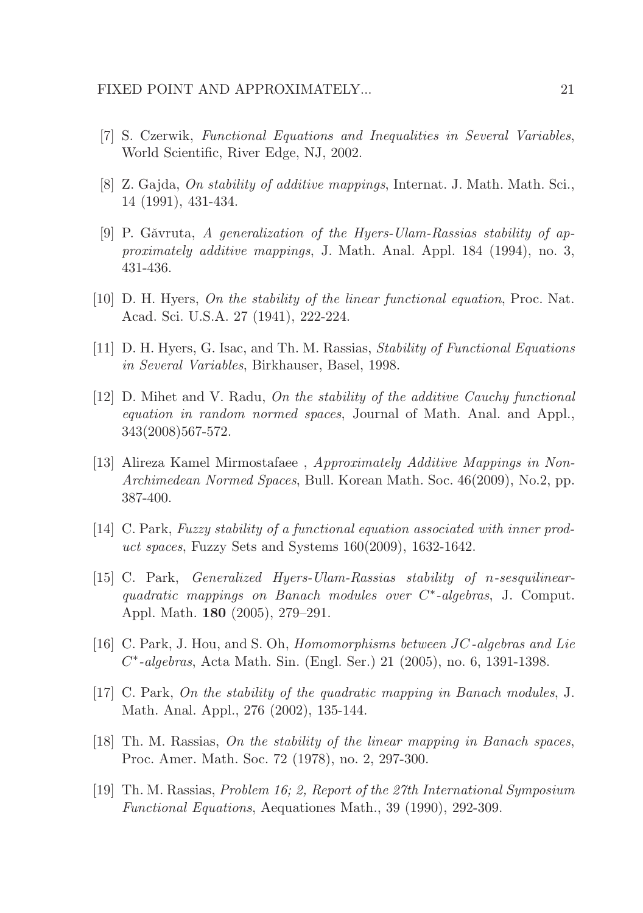[7] S. Czerwik, *Functional Equations and Inequalities in Several Variables*, World Scientific, River Edge, NJ, 2002.

[8] Z. Gajda, *On stability of additive mappings*, Internat. J. Math. Math. Sci., 14 (1991), 431-434.

[9] P. Găvruta, *A generalization of the Hyers-Ulam-Rassias stability of approximately additive mappings*, J. Math. Anal. Appl. 184 (1994), no. 3, 431-436.

[10] D. H. Hyers, *On the stability of the linear functional equation*, Proc. Nat. Acad. Sci. U.S.A. 27 (1941), 222-224.

[11] D. H. Hyers, G. Isac, and Th. M. Rassias, *Stability of Functional Equations in Several Variables*, Birkhauser, Basel, 1998.

[12] D. Mihet and V. Radu, *On the stability of the additive Cauchy functional equation in random normed spaces*, Journal of Math. Anal. and Appl., 343(2008)567-572.

[13] Alireza Kamel Mirmostafaee , *Approximately Additive Mappings in Non-Archimedean Normed Spaces*, Bull. Korean Math. Soc. 46(2009), No.2, pp. 387-400.

[14] C. Park, *Fuzzy stability of a functional equation associated with inner product spaces*, Fuzzy Sets and Systems 160(2009), 1632-1642.

[15] C. Park, *Generalized Hyers-Ulam-Rassias stability of $n$-sesquilinear-quadratic mappings on Banach modules over $C^*$-algebras*, J. Comput. Appl. Math. **180** (2005), 279–291.

[16] C. Park, J. Hou, and S. Oh, *Homomorphisms between $JC$-algebras and Lie $C^*$-algebras*, Acta Math. Sin. (Engl. Ser.) 21 (2005), no. 6, 1391-1398.

[17] C. Park, *On the stability of the quadratic mapping in Banach modules*, J. Math. Anal. Appl., 276 (2002), 135-144.

[18] Th. M. Rassias, *On the stability of the linear mapping in Banach spaces*, Proc. Amer. Math. Soc. 72 (1978), no. 2, 297-300.

[19] Th. M. Rassias, *Problem 16; 2, Report of the 27th International Symposium Functional Equations*, Aequationes Math., 39 (1990), 292-309.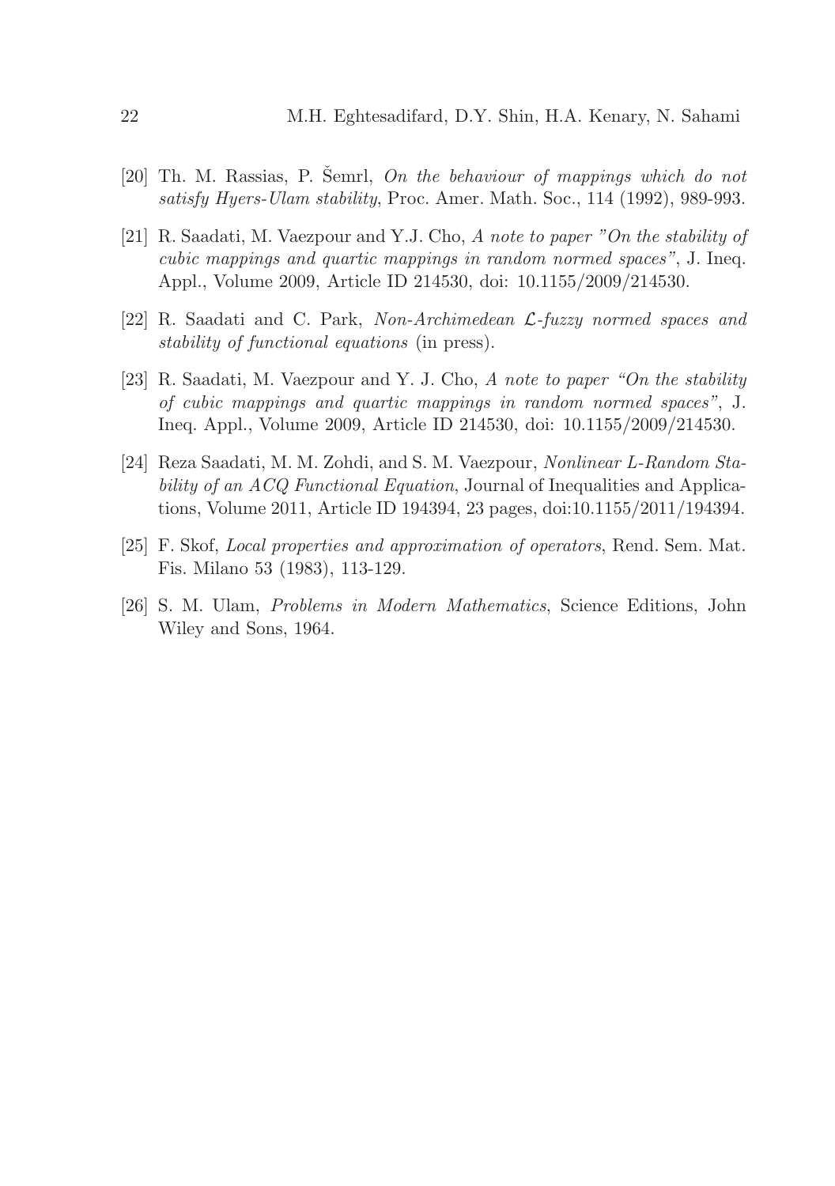[20] Th. M. Rassias, P. Šemrl, *On the behaviour of mappings which do not satisfy Hyers-Ulam stability*, Proc. Amer. Math. Soc., 114 (1992), 989-993.

[21] R. Saadati, M. Vaezpour and Y.J. Cho, *A note to paper "On the stability of cubic mappings and quartic mappings in random normed spaces"*, J. Ineq. Appl., Volume 2009, Article ID 214530, doi: 10.1155/2009/214530.

[22] R. Saadati and C. Park, *Non-Archimedean $\mathcal{L}$-fuzzy normed spaces and stability of functional equations* (in press).

[23] R. Saadati, M. Vaezpour and Y. J. Cho, *A note to paper "On the stability of cubic mappings and quartic mappings in random normed spaces"*, J. Ineq. Appl., Volume 2009, Article ID 214530, doi: 10.1155/2009/214530.

[24] Reza Saadati, M. M. Zohdi, and S. M. Vaezpour, *Nonlinear L-Random Stability of an ACQ Functional Equation*, Journal of Inequalities and Applications, Volume 2011, Article ID 194394, 23 pages, doi:10.1155/2011/194394.

[25] F. Skof, *Local properties and approximation of operators*, Rend. Sem. Mat. Fis. Milano 53 (1983), 113-129.

[26] S. M. Ulam, *Problems in Modern Mathematics*, Science Editions, John Wiley and Sons, 1964.